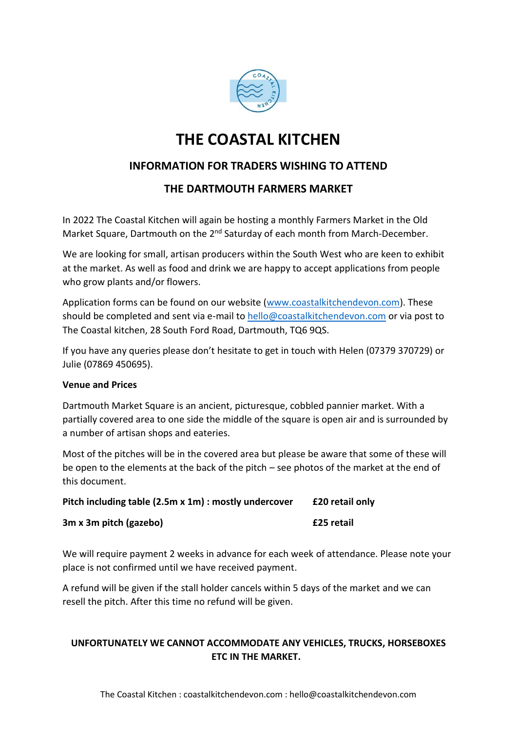# THE COASTAL KITCHEN

## INFORMATION FOR TRADERS WISHING TO ATTEND

## THE DARTMOUTH FARMERS MARKET

In 2022 The Coastal Kitchen will again be hosting a monthly Farmers Market in the Old Market Square, Dartmouth on the 2nd Saturday of each month from March-December.

We are looking for small, artisan producers within the South West who are keen to exhibit at the market. As well as food and drink we are happy to accept applications from people who grow plants and/or flowers.

Application forms can be found on our website (www.coastalkitchendevon.com). These should be completed and sent via e-mail to hello@coastalkitchendevon.com or via post to The Coastal kitchen, 28 South Ford Road, Dartmouth, TQ6 9QS.

If you have any queries please don't hesitate to get in touch with Helen (07379 370729) or Julie (07869 450695).

**Venue and Prices**

Dartmouth Market Square is an ancient, picturesque, cobbled pannier market. With a partially covered area to one side the middle of the square is open air and is surrounded by a number of artisan shops and eateries.

Most of the pitches will be in the covered area but please be aware that some of these will be open to the elements at the back of the pitch – see photos of the market at the end of this document.

| | |
|---|---|
| **Pitch including table (2.5m x 1m) : mostly undercover** | **£20 retail only** |
| **3m x 3m pitch (gazebo)** | **£25 retail** |

We will require payment 2 weeks in advance for each week of attendance. Please note your place is not confirmed until we have received payment.

A refund will be given if the stall holder cancels within 5 days of the market and we can resell the pitch. After this time no refund will be given.

**UNFORTUNATELY WE CANNOT ACCOMMODATE ANY VEHICLES, TRUCKS, HORSEBOXES ETC IN THE MARKET.**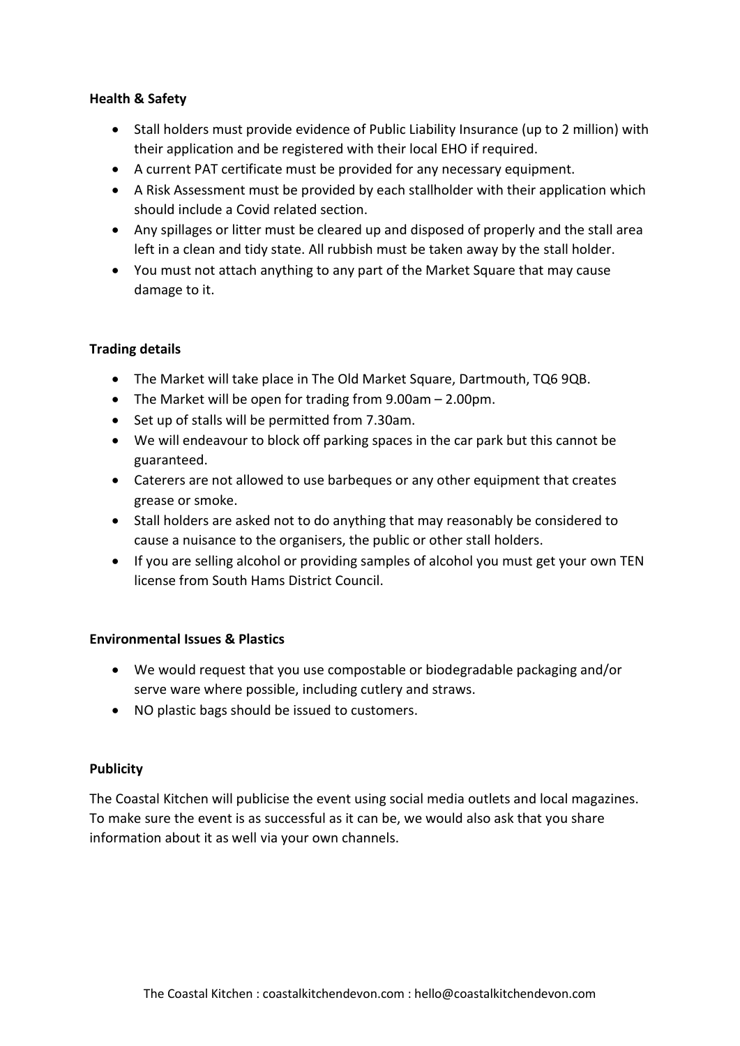**Health & Safety**

- Stall holders must provide evidence of Public Liability Insurance (up to 2 million) with their application and be registered with their local EHO if required.
- A current PAT certificate must be provided for any necessary equipment.
- A Risk Assessment must be provided by each stallholder with their application which should include a Covid related section.
- Any spillages or litter must be cleared up and disposed of properly and the stall area left in a clean and tidy state. All rubbish must be taken away by the stall holder.
- You must not attach anything to any part of the Market Square that may cause damage to it.

**Trading details**

- The Market will take place in The Old Market Square, Dartmouth, TQ6 9QB.
- The Market will be open for trading from 9.00am – 2.00pm.
- Set up of stalls will be permitted from 7.30am.
- We will endeavour to block off parking spaces in the car park but this cannot be guaranteed.
- Caterers are not allowed to use barbeques or any other equipment that creates grease or smoke.
- Stall holders are asked not to do anything that may reasonably be considered to cause a nuisance to the organisers, the public or other stall holders.
- If you are selling alcohol or providing samples of alcohol you must get your own TEN license from South Hams District Council.

**Environmental Issues & Plastics**

- We would request that you use compostable or biodegradable packaging and/or serve ware where possible, including cutlery and straws.
- NO plastic bags should be issued to customers.

**Publicity**

The Coastal Kitchen will publicise the event using social media outlets and local magazines. To make sure the event is as successful as it can be, we would also ask that you share information about it as well via your own channels.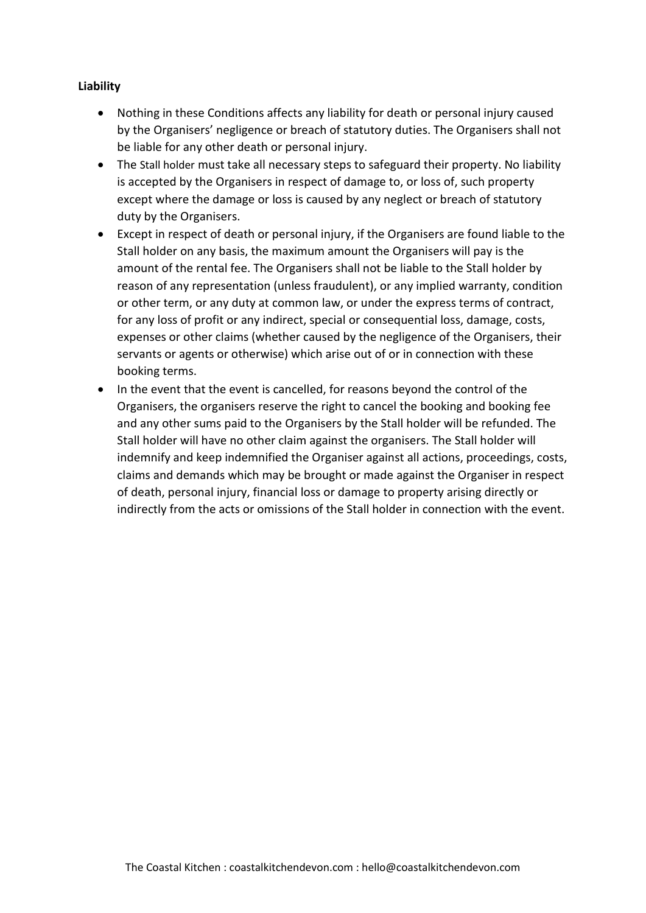**Liability**

- Nothing in these Conditions affects any liability for death or personal injury caused by the Organisers' negligence or breach of statutory duties. The Organisers shall not be liable for any other death or personal injury.
- The Stall holder must take all necessary steps to safeguard their property. No liability is accepted by the Organisers in respect of damage to, or loss of, such property except where the damage or loss is caused by any neglect or breach of statutory duty by the Organisers.
- Except in respect of death or personal injury, if the Organisers are found liable to the Stall holder on any basis, the maximum amount the Organisers will pay is the amount of the rental fee. The Organisers shall not be liable to the Stall holder by reason of any representation (unless fraudulent), or any implied warranty, condition or other term, or any duty at common law, or under the express terms of contract, for any loss of profit or any indirect, special or consequential loss, damage, costs, expenses or other claims (whether caused by the negligence of the Organisers, their servants or agents or otherwise) which arise out of or in connection with these booking terms.
- In the event that the event is cancelled, for reasons beyond the control of the Organisers, the organisers reserve the right to cancel the booking and booking fee and any other sums paid to the Organisers by the Stall holder will be refunded. The Stall holder will have no other claim against the organisers. The Stall holder will indemnify and keep indemnified the Organiser against all actions, proceedings, costs, claims and demands which may be brought or made against the Organiser in respect of death, personal injury, financial loss or damage to property arising directly or indirectly from the acts or omissions of the Stall holder in connection with the event.

The Coastal Kitchen : coastalkitchendevon.com : hello@coastalkitchendevon.com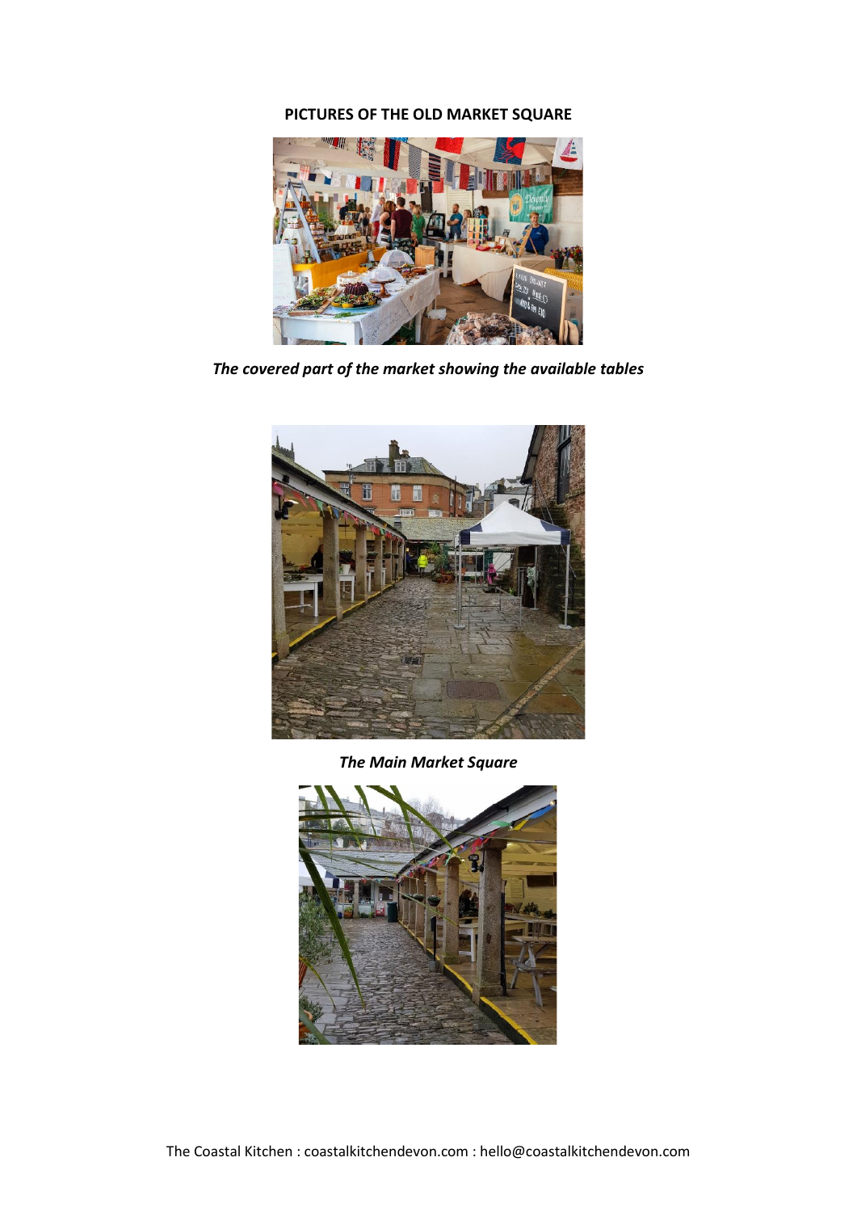**PICTURES OF THE OLD MARKET SQUARE**

***The covered part of the market showing the available tables***

***The Main Market Square***

The Coastal Kitchen : coastalkitchendevon.com : hello@coastalkitchendevon.com